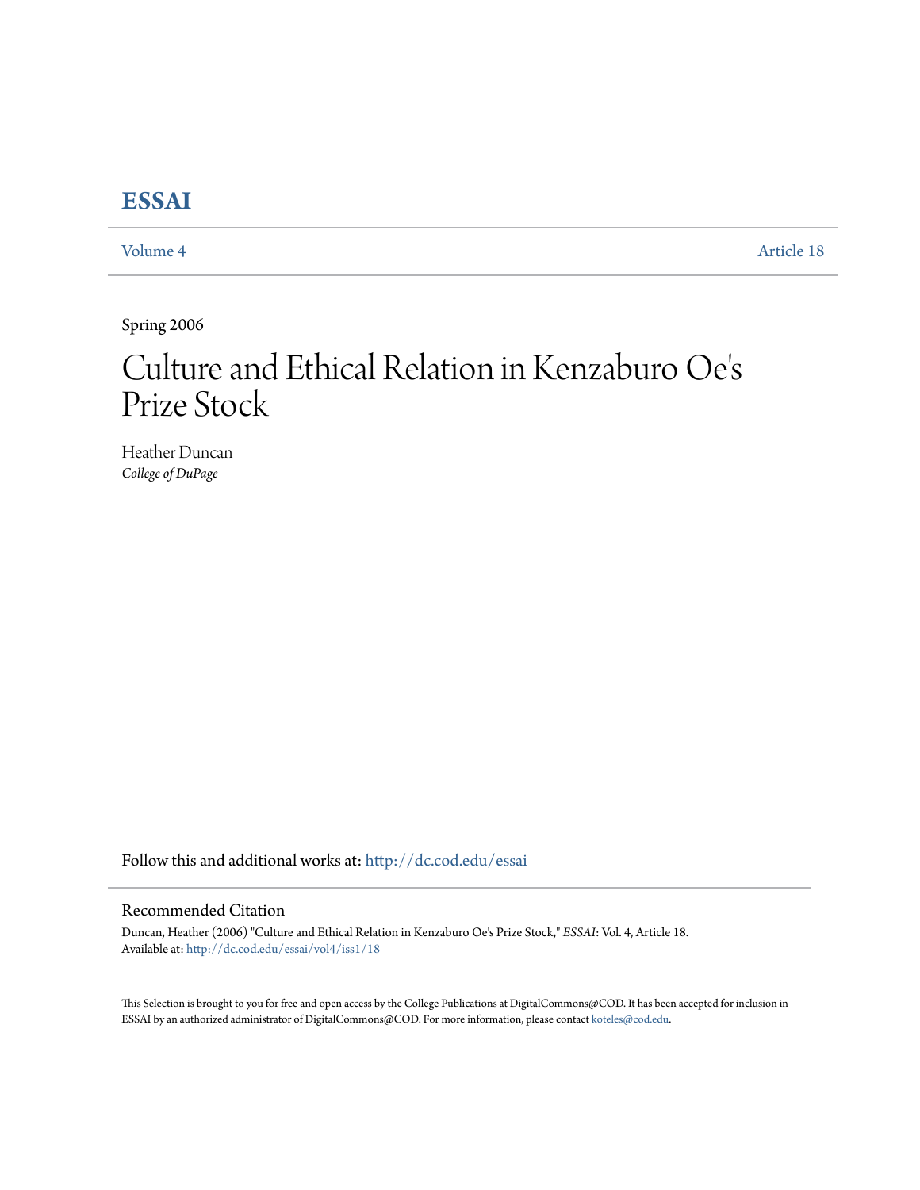# ESSAI

Volume 4 | Article 18

Spring 2006

# Culture and Ethical Relation in Kenzaburo Oe's Prize Stock

Heather Duncan
*College of DuPage*

Follow this and additional works at: http://dc.cod.edu/essai

## Recommended Citation

Duncan, Heather (2006) "Culture and Ethical Relation in Kenzaburo Oe's Prize Stock," *ESSAI*: Vol. 4, Article 18.
Available at: http://dc.cod.edu/essai/vol4/iss1/18

This Selection is brought to you for free and open access by the College Publications at DigitalCommons@COD. It has been accepted for inclusion in ESSAI by an authorized administrator of DigitalCommons@COD. For more information, please contact koteles@cod.edu.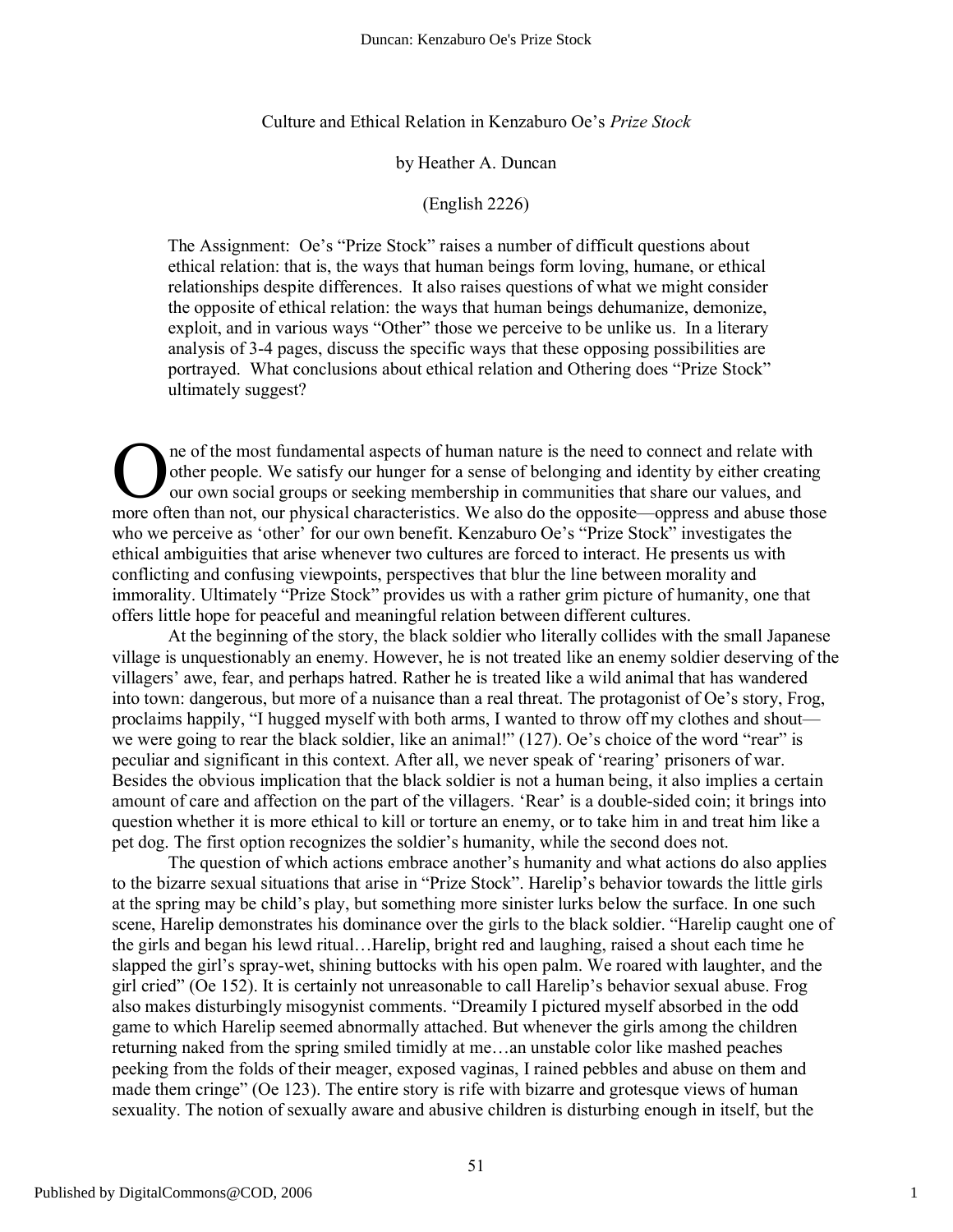Culture and Ethical Relation in Kenzaburo Oe's *Prize Stock*

by Heather A. Duncan

(English 2226)

> The Assignment: Oe's "Prize Stock" raises a number of difficult questions about ethical relation: that is, the ways that human beings form loving, humane, or ethical relationships despite differences. It also raises questions of what we might consider the opposite of ethical relation: the ways that human beings dehumanize, demonize, exploit, and in various ways "Other" those we perceive to be unlike us. In a literary analysis of 3-4 pages, discuss the specific ways that these opposing possibilities are portrayed. What conclusions about ethical relation and Othering does "Prize Stock" ultimately suggest?

One of the most fundamental aspects of human nature is the need to connect and relate with other people. We satisfy our hunger for a sense of belonging and identity by either creating our own social groups or seeking membership in communities that share our values, and more often than not, our physical characteristics. We also do the opposite—oppress and abuse those who we perceive as 'other' for our own benefit. Kenzaburo Oe's "Prize Stock" investigates the ethical ambiguities that arise whenever two cultures are forced to interact. He presents us with conflicting and confusing viewpoints, perspectives that blur the line between morality and immorality. Ultimately "Prize Stock" provides us with a rather grim picture of humanity, one that offers little hope for peaceful and meaningful relation between different cultures.

At the beginning of the story, the black soldier who literally collides with the small Japanese village is unquestionably an enemy. However, he is not treated like an enemy soldier deserving of the villagers' awe, fear, and perhaps hatred. Rather he is treated like a wild animal that has wandered into town: dangerous, but more of a nuisance than a real threat. The protagonist of Oe's story, Frog, proclaims happily, "I hugged myself with both arms, I wanted to throw off my clothes and shout—we were going to rear the black soldier, like an animal!" (127). Oe's choice of the word "rear" is peculiar and significant in this context. After all, we never speak of 'rearing' prisoners of war. Besides the obvious implication that the black soldier is not a human being, it also implies a certain amount of care and affection on the part of the villagers. 'Rear' is a double-sided coin; it brings into question whether it is more ethical to kill or torture an enemy, or to take him in and treat him like a pet dog. The first option recognizes the soldier's humanity, while the second does not.

The question of which actions embrace another's humanity and what actions do also applies to the bizarre sexual situations that arise in "Prize Stock". Harelip's behavior towards the little girls at the spring may be child's play, but something more sinister lurks below the surface. In one such scene, Harelip demonstrates his dominance over the girls to the black soldier. "Harelip caught one of the girls and began his lewd ritual…Harelip, bright red and laughing, raised a shout each time he slapped the girl's spray-wet, shining buttocks with his open palm. We roared with laughter, and the girl cried" (Oe 152). It is certainly not unreasonable to call Harelip's behavior sexual abuse. Frog also makes disturbingly misogynist comments. "Dreamily I pictured myself absorbed in the odd game to which Harelip seemed abnormally attached. But whenever the girls among the children returning naked from the spring smiled timidly at me…an unstable color like mashed peaches peeking from the folds of their meager, exposed vaginas, I rained pebbles and abuse on them and made them cringe" (Oe 123). The entire story is rife with bizarre and grotesque views of human sexuality. The notion of sexually aware and abusive children is disturbing enough in itself, but the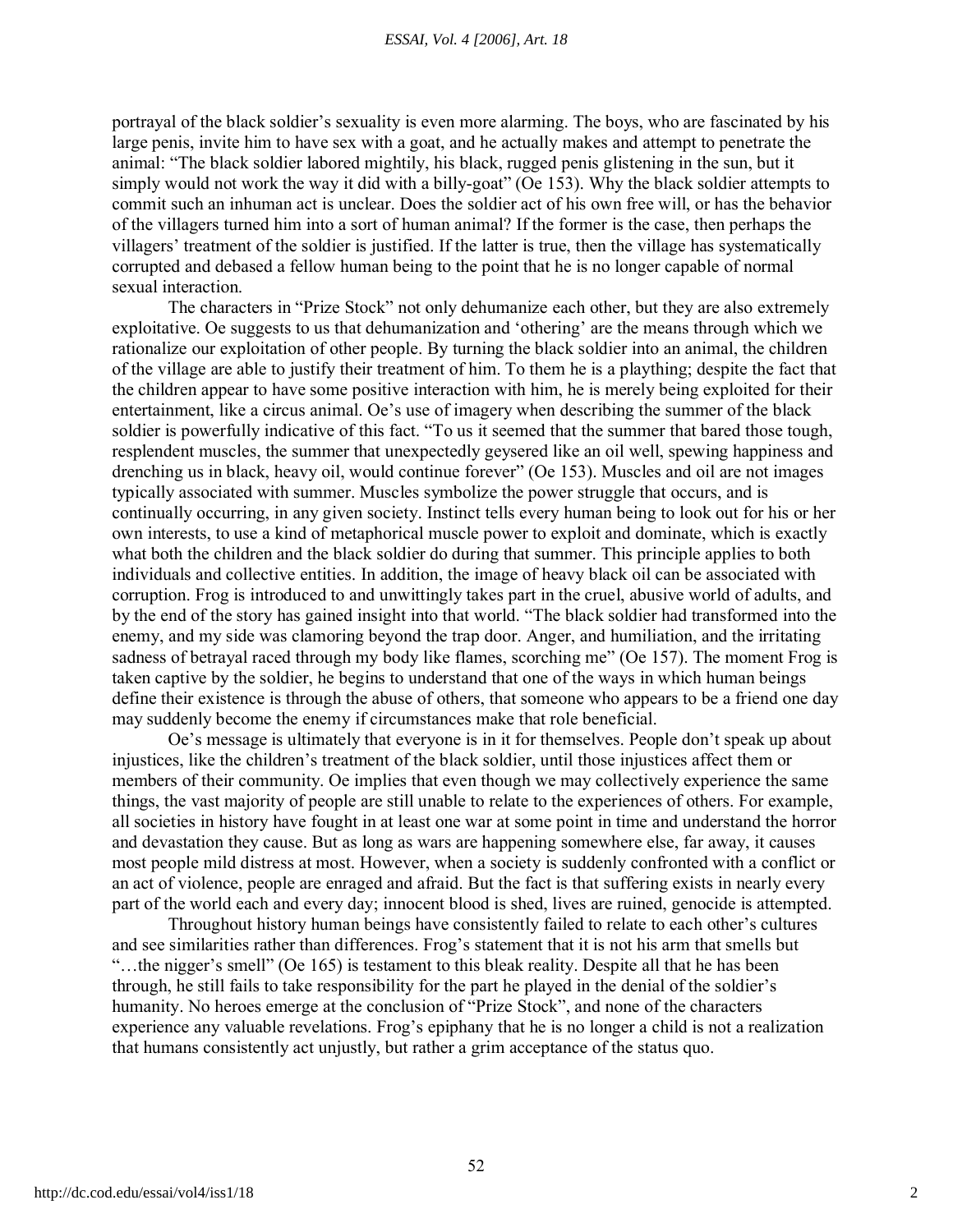portrayal of the black soldier's sexuality is even more alarming. The boys, who are fascinated by his large penis, invite him to have sex with a goat, and he actually makes and attempt to penetrate the animal: "The black soldier labored mightily, his black, rugged penis glistening in the sun, but it simply would not work the way it did with a billy-goat" (Oe 153). Why the black soldier attempts to commit such an inhuman act is unclear. Does the soldier act of his own free will, or has the behavior of the villagers turned him into a sort of human animal? If the former is the case, then perhaps the villagers' treatment of the soldier is justified. If the latter is true, then the village has systematically corrupted and debased a fellow human being to the point that he is no longer capable of normal sexual interaction.

The characters in "Prize Stock" not only dehumanize each other, but they are also extremely exploitative. Oe suggests to us that dehumanization and 'othering' are the means through which we rationalize our exploitation of other people. By turning the black soldier into an animal, the children of the village are able to justify their treatment of him. To them he is a plaything; despite the fact that the children appear to have some positive interaction with him, he is merely being exploited for their entertainment, like a circus animal. Oe's use of imagery when describing the summer of the black soldier is powerfully indicative of this fact. "To us it seemed that the summer that bared those tough, resplendent muscles, the summer that unexpectedly geysered like an oil well, spewing happiness and drenching us in black, heavy oil, would continue forever" (Oe 153). Muscles and oil are not images typically associated with summer. Muscles symbolize the power struggle that occurs, and is continually occurring, in any given society. Instinct tells every human being to look out for his or her own interests, to use a kind of metaphorical muscle power to exploit and dominate, which is exactly what both the children and the black soldier do during that summer. This principle applies to both individuals and collective entities. In addition, the image of heavy black oil can be associated with corruption. Frog is introduced to and unwittingly takes part in the cruel, abusive world of adults, and by the end of the story has gained insight into that world. "The black soldier had transformed into the enemy, and my side was clamoring beyond the trap door. Anger, and humiliation, and the irritating sadness of betrayal raced through my body like flames, scorching me" (Oe 157). The moment Frog is taken captive by the soldier, he begins to understand that one of the ways in which human beings define their existence is through the abuse of others, that someone who appears to be a friend one day may suddenly become the enemy if circumstances make that role beneficial.

Oe's message is ultimately that everyone is in it for themselves. People don't speak up about injustices, like the children's treatment of the black soldier, until those injustices affect them or members of their community. Oe implies that even though we may collectively experience the same things, the vast majority of people are still unable to relate to the experiences of others. For example, all societies in history have fought in at least one war at some point in time and understand the horror and devastation they cause. But as long as wars are happening somewhere else, far away, it causes most people mild distress at most. However, when a society is suddenly confronted with a conflict or an act of violence, people are enraged and afraid. But the fact is that suffering exists in nearly every part of the world each and every day; innocent blood is shed, lives are ruined, genocide is attempted.

Throughout history human beings have consistently failed to relate to each other's cultures and see similarities rather than differences. Frog's statement that it is not his arm that smells but "…the nigger's smell" (Oe 165) is testament to this bleak reality. Despite all that he has been through, he still fails to take responsibility for the part he played in the denial of the soldier's humanity. No heroes emerge at the conclusion of "Prize Stock", and none of the characters experience any valuable revelations. Frog's epiphany that he is no longer a child is not a realization that humans consistently act unjustly, but rather a grim acceptance of the status quo.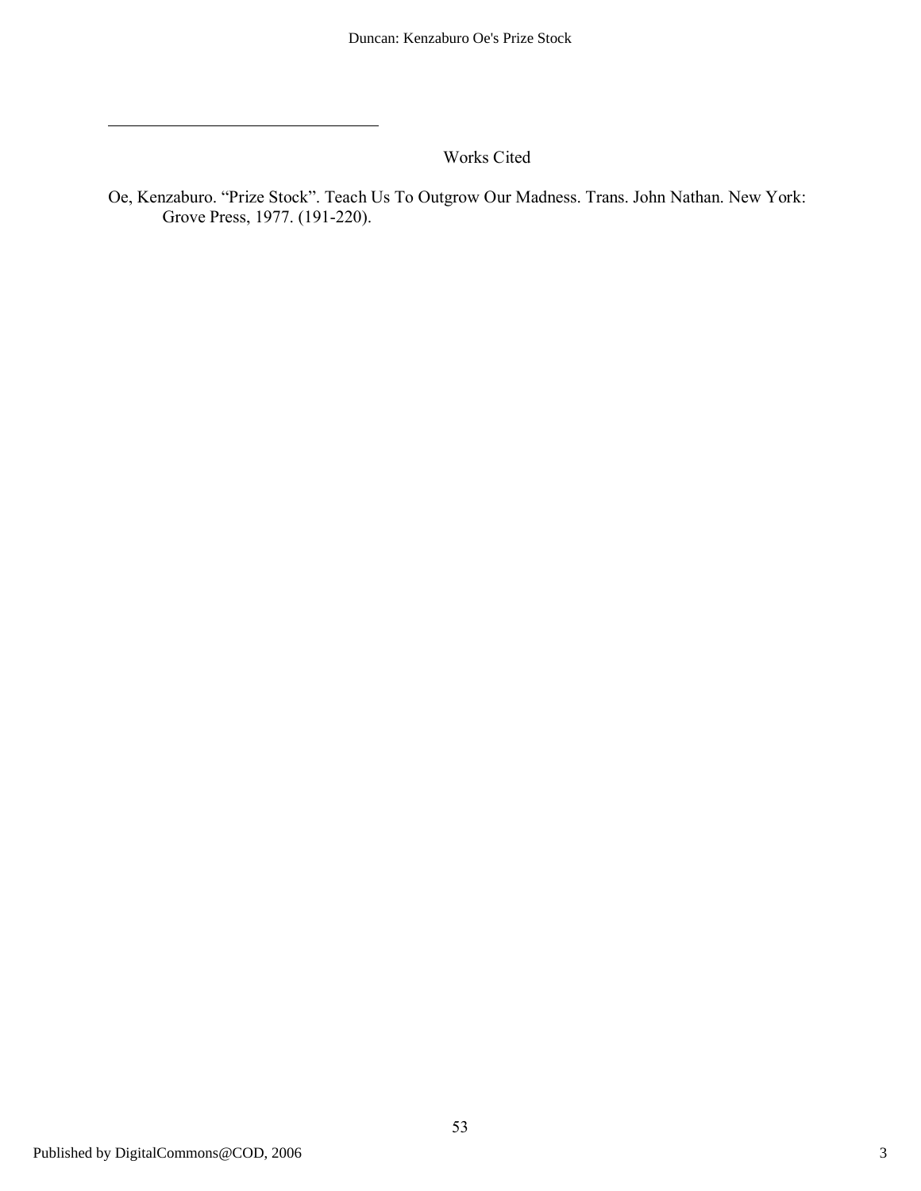## Works Cited

Oe, Kenzaburo. “Prize Stock”. Teach Us To Outgrow Our Madness. Trans. John Nathan. New York: Grove Press, 1977. (191-220).